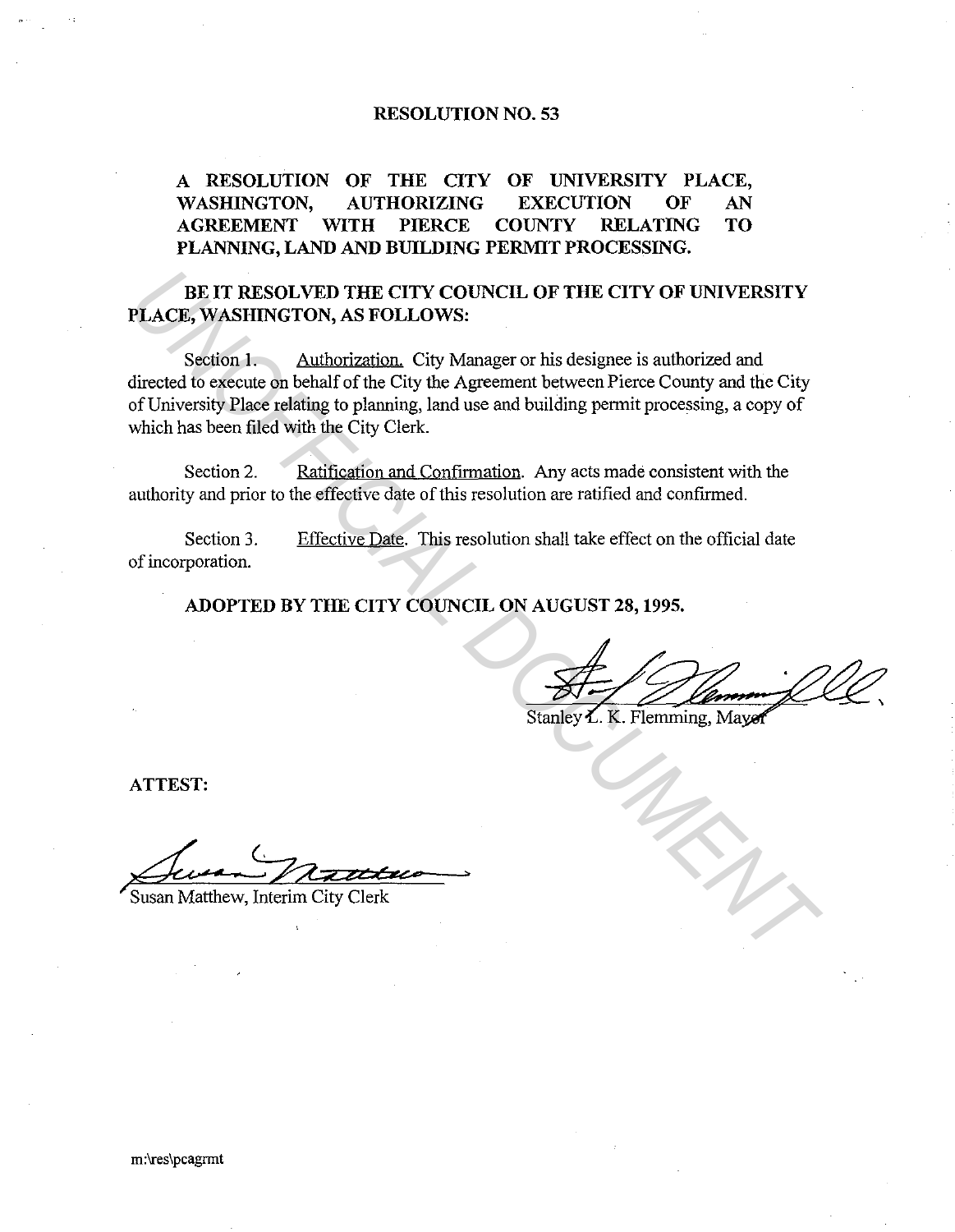# RESOLUTION NO. 53

**A RESOLUTION OF THE CITY OF UNIVERSITY PLACE, WASHINGTON, AUTHORIZING EXECUTION OF AN AGREEMENT WITH PIERCE COUNTY RELATING TO PLANNING, LAND AND BUILDING PERMIT PROCESSING.**

**BE IT RESOLVED THE CITY COUNCIL OF THE CITY OF UNIVERSITY PLACE, WASHINGTON, AS FOLLOWS:**

Section 1. Authorization. City Manager or his designee is authorized and directed to execute on behalf of the City the Agreement between Pierce County and the City of University Place relating to planning, land use and building permit processing, a copy of which has been filed with the City Clerk.

Section 2. Ratification and Confirmation. Any acts made consistent with the authority and prior to the effective date of this resolution are ratified and confirmed.

Section 3. Effective Date. This resolution shall take effect on the official date of incorporation.

**ADOPTED BY THE CITY COUNCIL ON AUGUST 28, 1995.**

Stanley L. K. Flemming, Mayor

**ATTEST:**

Susan Matthew, Interim City Clerk

m:\res\pcagrmt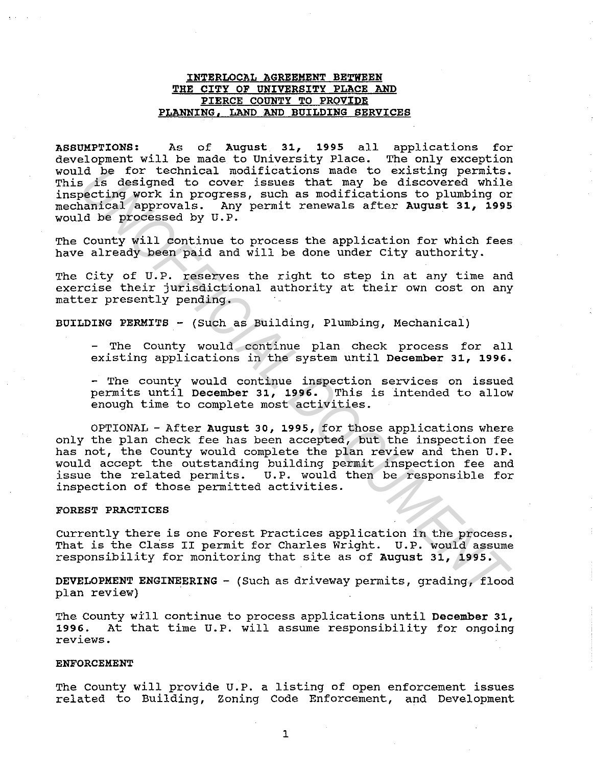# INTERLOCAL AGREEMENT BETWEEN THE CITY OF UNIVERSITY PLACE AND PIERCE COUNTY TO PROVIDE PLANNING, LAND AND BUILDING SERVICES

**ASSUMPTIONS:** As of **August 31, 1995** all applications for development will be made to University Place. The only exception would be for technical modifications made to existing permits. This is designed to cover issues that may be discovered while inspecting work in progress, such as modifications to plumbing or mechanical approvals. Any permit renewals after **August 31, 1995** would be processed by U.P.

The County will continue to process the application for which fees have already been paid and will be done under City authority.

The City of U.P. reserves the right to step in at any time and exercise their jurisdictional authority at their own cost on any matter presently pending.

**BUILDING PERMITS** - (Such as Building, Plumbing, Mechanical)

- The County would continue plan check process for all existing applications in the system until **December 31, 1996.**

- The county would continue inspection services on issued permits until **December 31, 1996.** This is intended to allow enough time to complete most activities.

OPTIONAL - After **August 30, 1995,** for those applications where only the plan check fee has been accepted, but the inspection fee has not, the County would complete the plan review and then U.P. would accept the outstanding building permit inspection fee and issue the related permits. U.P. would then be responsible for inspection of those permitted activities.

**FOREST PRACTICES**

Currently there is one Forest Practices application in the process. That is the Class II permit for Charles Wright. U.P. would assume responsibility for monitoring that site as of **August 31, 1995.**

**DEVELOPMENT ENGINEERING** - (Such as driveway permits, grading, flood plan review)

The County will continue to process applications until **December 31, 1996.** At that time U.P. will assume responsibility for ongoing reviews.

**ENFORCEMENT**

The County will provide U.P. a listing of open enforcement issues related to Building, Zoning Code Enforcement, and Development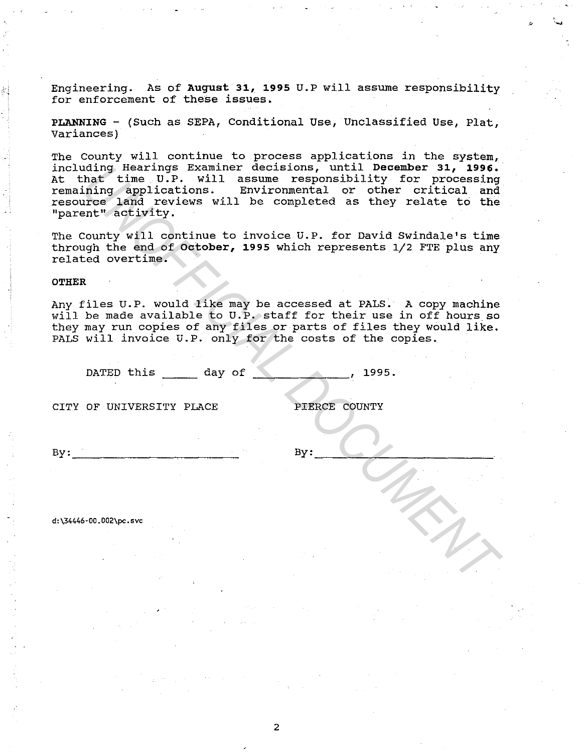Engineering. As of **August 31, 1995** U.P will assume responsibility for enforcement of these issues.

**PLANNING** - (Such as SEPA, Conditional Use, Unclassified Use, Plat, Variances)

The County will continue to process applications in the system, including Hearings Examiner decisions, until **December 31, 1996.** At that time U.P. will assume responsibility for processing remaining applications. Environmental or other critical and resource land reviews will be completed as they relate to the "parent" activity.

The County will continue to invoice U.P. for David Swindale's time through the end of **October, 1995** which represents 1/2 FTE plus any related overtime.

**OTHER**

Any files U.P. would like may be accessed at PALS. A copy machine will be made available to U.P. staff for their use in off hours so they may run copies of any files or parts of files they would like. PALS will invoice U.P. only for the costs of the copies.

DATED this _____ day of _____________, 1995.

CITY OF UNIVERSITY PLACE

By:________________________

PIERCE COUNTY

By:________________________

d:\34446-00.002\pc.svc